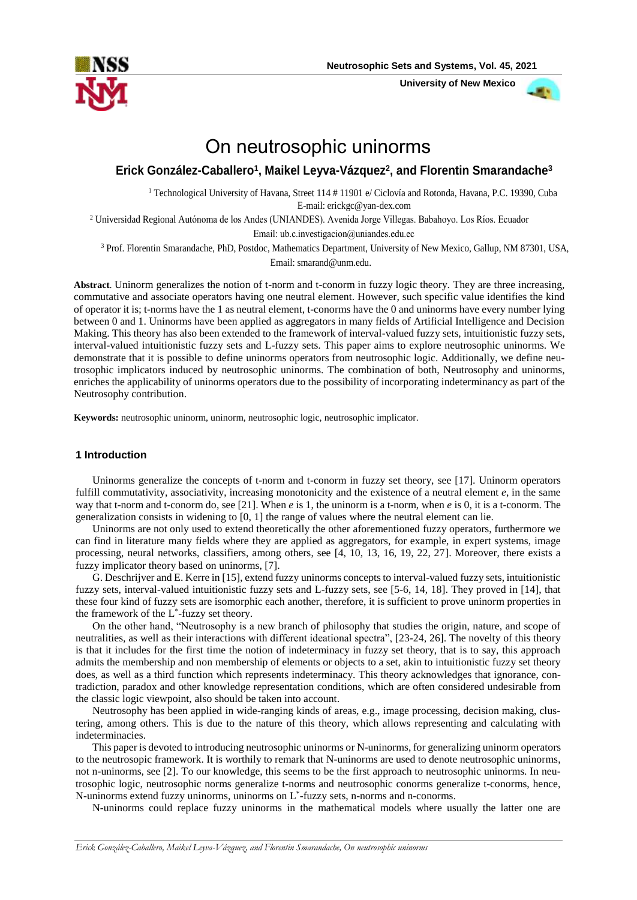# On neutrosophic uninorms

**Erick González-Caballero[1], Maikel Leyva-Vázquez[2], and Florentin Smarandache[3]**

[1] Technological University of Havana, Street 114 # 11901 e/ Ciclovía and Rotonda, Havana, P.C. 19390, Cuba
E-mail: erickgc@yan-dex.com

[2] Universidad Regional Autónoma de los Andes (UNIANDES). Avenida Jorge Villegas. Babahoyo. Los Ríos. Ecuador
Email: ub.c.investigacion@uniandes.edu.ec

[3] Prof. Florentin Smarandache, PhD, Postdoc, Mathematics Department, University of New Mexico, Gallup, NM 87301, USA,
Email: smarand@unm.edu.

**Abstract**. Uninorm generalizes the notion of t-norm and t-conorm in fuzzy logic theory. They are three increasing, commutative and associate operators having one neutral element. However, such specific value identifies the kind of operator it is; t-norms have the 1 as neutral element, t-conorms have the 0 and uninorms have every number lying between 0 and 1. Uninorms have been applied as aggregators in many fields of Artificial Intelligence and Decision Making. This theory has also been extended to the framework of interval-valued fuzzy sets, intuitionistic fuzzy sets, interval-valued intuitionistic fuzzy sets and L-fuzzy sets. This paper aims to explore neutrosophic uninorms. We demonstrate that it is possible to define uninorms operators from neutrosophic logic. Additionally, we define neutrosophic implicators induced by neutrosophic uninorms. The combination of both, Neutrosophy and uninorms, enriches the applicability of uninorms operators due to the possibility of incorporating indeterminancy as part of the Neutrosophy contribution.

**Keywords:** neutrosophic uninorm, uninorm, neutrosophic logic, neutrosophic implicator.

## 1 Introduction

Uninorms generalize the concepts of t-norm and t-conorm in fuzzy set theory, see [17]. Uninorm operators fulfill commutativity, associativity, increasing monotonicity and the existence of a neutral element *e*, in the same way that t-norm and t-conorm do, see [21]. When *e* is 1, the uninorm is a t-norm, when *e* is 0, it is a t-conorm. The generalization consists in widening to [0, 1] the range of values where the neutral element can lie.

Uninorms are not only used to extend theoretically the other aforementioned fuzzy operators, furthermore we can find in literature many fields where they are applied as aggregators, for example, in expert systems, image processing, neural networks, classifiers, among others, see [4, 10, 13, 16, 19, 22, 27]. Moreover, there exists a fuzzy implicator theory based on uninorms, [7].

G. Deschrijver and E. Kerre in [15], extend fuzzy uninorms concepts to interval-valued fuzzy sets, intuitionistic fuzzy sets, interval-valued intuitionistic fuzzy sets and L-fuzzy sets, see [5-6, 14, 18]. They proved in [14], that these four kind of fuzzy sets are isomorphic each another, therefore, it is sufficient to prove uninorm properties in the framework of the $L^*$-fuzzy set theory.

On the other hand, "Neutrosophy is a new branch of philosophy that studies the origin, nature, and scope of neutralities, as well as their interactions with different ideational spectra", [23-24, 26]. The novelty of this theory is that it includes for the first time the notion of indeterminacy in fuzzy set theory, that is to say, this approach admits the membership and non membership of elements or objects to a set, akin to intuitionistic fuzzy set theory does, as well as a third function which represents indeterminacy. This theory acknowledges that ignorance, contradiction, paradox and other knowledge representation conditions, which are often considered undesirable from the classic logic viewpoint, also should be taken into account.

Neutrosophy has been applied in wide-ranging kinds of areas, e.g., image processing, decision making, clustering, among others. This is due to the nature of this theory, which allows representing and calculating with indeterminacies.

This paper is devoted to introducing neutrosophic uninorms or N-uninorms, for generalizing uninorm operators to the neutrosopic framework. It is worthily to remark that N-uninorms are used to denote neutrosophic uninorms, not n-uninorms, see [2]. To our knowledge, this seems to be the first approach to neutrosophic uninorms. In neutrosophic logic, neutrosophic norms generalize t-norms and neutrosophic conorms generalize t-conorms, hence, N-uninorms extend fuzzy uninorms, uninorms on $L^*$-fuzzy sets, n-norms and n-conorms.

N-uninorms could replace fuzzy uninorms in the mathematical models where usually the latter one are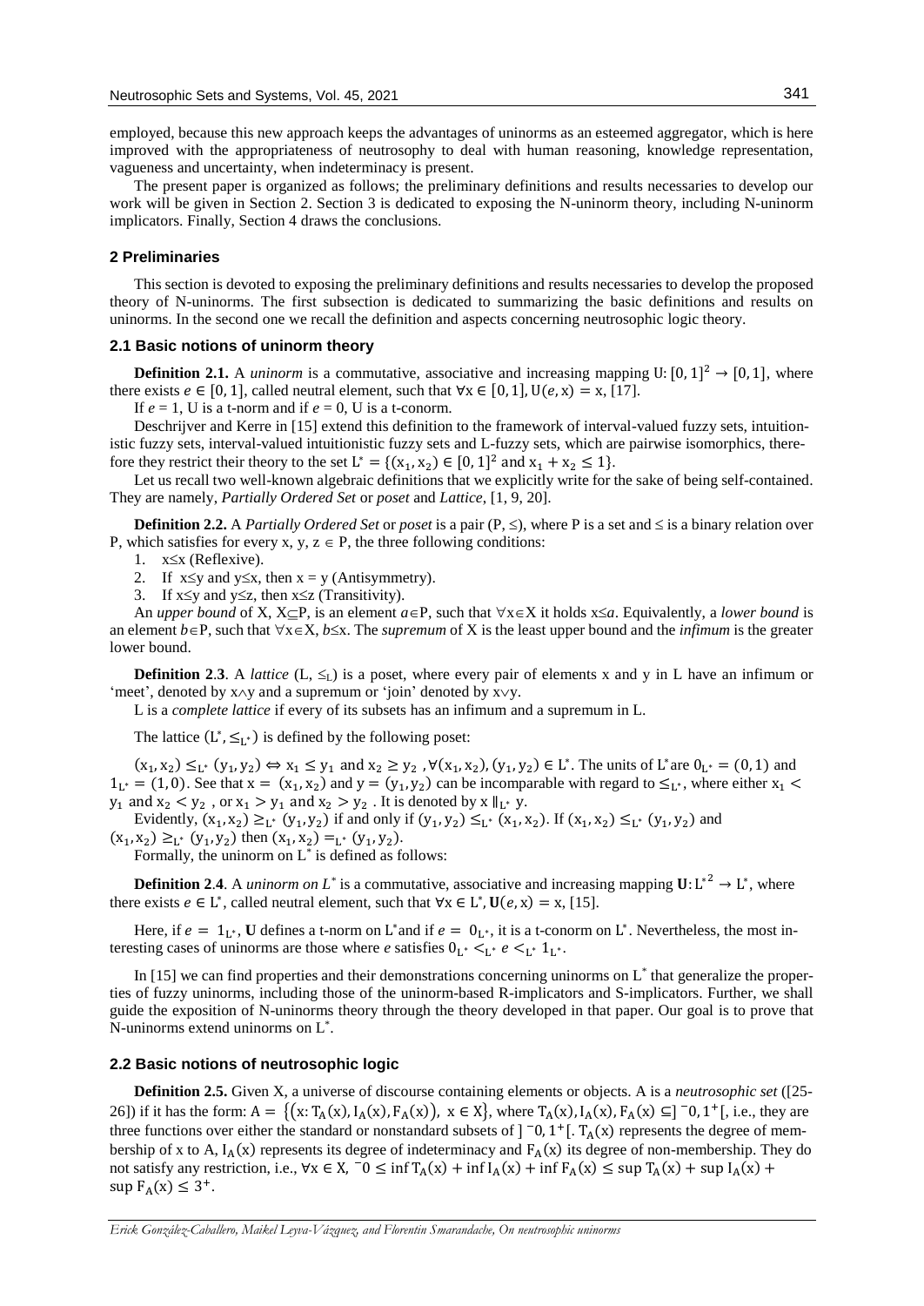employed, because this new approach keeps the advantages of uninorms as an esteemed aggregator, which is here improved with the appropriateness of neutrosophy to deal with human reasoning, knowledge representation, vagueness and uncertainty, when indeterminacy is present.

The present paper is organized as follows; the preliminary definitions and results necessaries to develop our work will be given in Section 2. Section 3 is dedicated to exposing the N-uninorm theory, including N-uninorm implicators. Finally, Section 4 draws the conclusions.

## 2 Preliminaries

This section is devoted to exposing the preliminary definitions and results necessaries to develop the proposed theory of N-uninorms. The first subsection is dedicated to summarizing the basic definitions and results on uninorms. In the second one we recall the definition and aspects concerning neutrosophic logic theory.

### 2.1 Basic notions of uninorm theory

**Definition 2.1.** A *uninorm* is a commutative, associative and increasing mapping $U: [0,1]^2 \to [0,1]$, where there exists $e \in [0,1]$, called neutral element, such that $\forall x \in [0,1], U(e,x) = x$, [17].

If $e = 1$, U is a t-norm and if $e = 0$, U is a t-conorm.

Deschrijver and Kerre in [15] extend this definition to the framework of interval-valued fuzzy sets, intuitionistic fuzzy sets, interval-valued intuitionistic fuzzy sets and L-fuzzy sets, which are pairwise isomorphics, therefore they restrict their theory to the set $L^* = \{(x_1, x_2) \in [0,1]^2 \text{ and } x_1 + x_2 \leq 1\}$.

Let us recall two well-known algebraic definitions that we explicitly write for the sake of being self-contained. They are namely, *Partially Ordered Set* or *poset* and *Lattice*, [1, 9, 20].

**Definition 2.2.** A *Partially Ordered Set* or *poset* is a pair $(P, \leq)$, where P is a set and $\leq$ is a binary relation over P, which satisfies for every x, y, $z \in P$, the three following conditions:

1. $x \leq x$ (Reflexive).
2. If $x \leq y$ and $y \leq x$, then $x = y$ (Antisymmetry).
3. If $x \leq y$ and $y \leq z$, then $x \leq z$ (Transitivity).

An *upper bound* of X, $X \subseteq P$, is an element $a \in P$, such that $\forall x \in X$ it holds $x \leq a$. Equivalently, a *lower bound* is an element $b \in P$, such that $\forall x \in X$, $b \leq x$. The *supremum* of X is the least upper bound and the *infimum* is the greater lower bound.

**Definition 2.3**. A *lattice* $(L, \leq_L)$ is a poset, where every pair of elements x and y in L have an infimum or 'meet', denoted by $x \wedge y$ and a supremum or 'join' denoted by $x \vee y$.

L is a *complete lattice* if every of its subsets has an infimum and a supremum in L.

The lattice $(L^*, \leq_{L^*})$ is defined by the following poset:

$(x_1, x_2) \leq_{L^*} (y_1, y_2) \Leftrightarrow x_1 \leq y_1$ and $x_2 \geq y_2$, $\forall (x_1, x_2), (y_1, y_2) \in L^*$. The units of $L^*$ are $0_{L^*} = (0,1)$ and $1_{L^*} = (1,0)$. See that $x = (x_1, x_2)$ and $y = (y_1, y_2)$ can be incomparable with regard to $\leq_{L^*}$, where either $x_1 < y_1$ and $x_2 < y_2$, or $x_1 > y_1$ and $x_2 > y_2$. It is denoted by $x \parallel_{L^*} y$.

Evidently, $(x_1, x_2) \geq_{L^*} (y_1, y_2)$ if and only if $(y_1, y_2) \leq_{L^*} (x_1, x_2)$. If $(x_1, x_2) \leq_{L^*} (y_1, y_2)$ and $(x_1, x_2) \geq_{L^*} (y_1, y_2)$ then $(x_1, x_2) =_{L^*} (y_1, y_2)$.

Formally, the uninorm on $L^*$ is defined as follows:

**Definition 2.4**. A *uninorm on $L^*$* is a commutative, associative and increasing mapping $\mathbf{U}: {L^*}^2 \to L^*$, where there exists $e \in L^*$, called neutral element, such that $\forall x \in L^*, \mathbf{U}(e,x) = x$, [15].

Here, if $e = 1_{L^*}$, **U** defines a t-norm on $L^*$ and if $e = 0_{L^*}$, it is a t-conorm on $L^*$. Nevertheless, the most interesting cases of uninorms are those where $e$ satisfies $0_{L^*} <_{L^*} e <_{L^*} 1_{L^*}$.

In [15] we can find properties and their demonstrations concerning uninorms on $L^*$ that generalize the properties of fuzzy uninorms, including those of the uninorm-based R-implicators and S-implicators. Further, we shall guide the exposition of N-uninorms theory through the theory developed in that paper. Our goal is to prove that N-uninorms extend uninorms on $L^*$.

### 2.2 Basic notions of neutrosophic logic

**Definition 2.5.** Given X, a universe of discourse containing elements or objects. A is a *neutrosophic set* ([25-26]) if it has the form: $A = \{(x: T_A(x), I_A(x), F_A(x)),\ x \in X\}$, where $T_A(x), I_A(x), F_A(x) \subseteq ]^-0, 1^+[$, i.e., they are three functions over either the standard or nonstandard subsets of $]^-0, 1^+[$. $T_A(x)$ represents the degree of membership of x to A, $I_A(x)$ represents its degree of indeterminacy and $F_A(x)$ its degree of non-membership. They do not satisfy any restriction, i.e., $\forall x \in X$, $^-0 \leq \inf T_A(x) + \inf I_A(x) + \inf F_A(x) \leq \sup T_A(x) + \sup I_A(x) + \sup F_A(x) \leq 3^+$.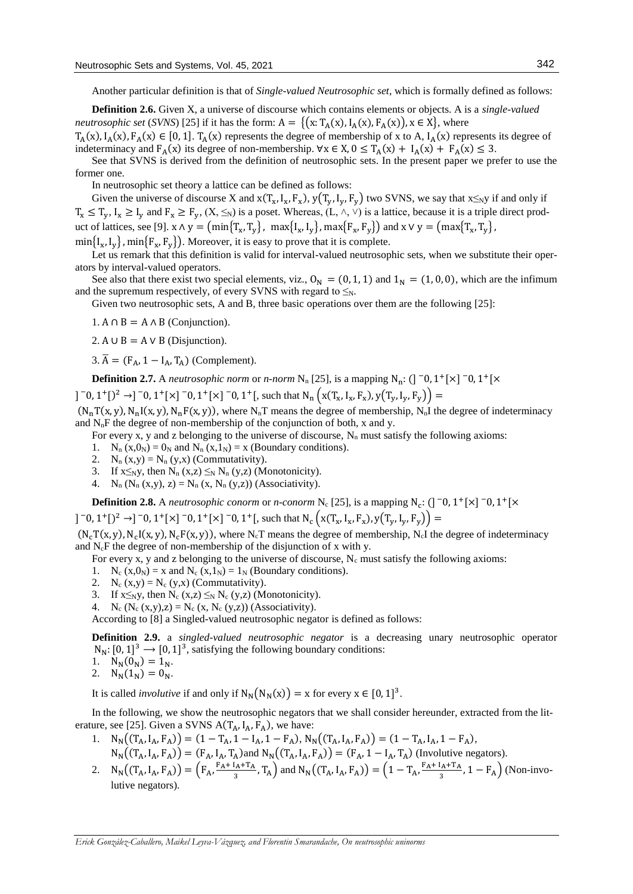Another particular definition is that of *Single-valued Neutrosophic set*, which is formally defined as follows:

**Definition 2.6.** Given X, a universe of discourse which contains elements or objects. A is a *single-valued neutrosophic set* (*SVNS*) [25] if it has the form: $A = \{(x: T_A(x), I_A(x), F_A(x)), x \in X\}$, where $T_A(x), I_A(x), F_A(x) \in [0, 1]$. $T_A(x)$ represents the degree of membership of x to A, $I_A(x)$ represents its degree of indeterminacy and $F_A(x)$ its degree of non-membership. $\forall x \in X, 0 \leq T_A(x) + I_A(x) + F_A(x) \leq 3$.

See that SVNS is derived from the definition of neutrosophic sets. In the present paper we prefer to use the former one.

In neutrosophic set theory a lattice can be defined as follows:

Given the universe of discourse X and $x(T_x, I_x, F_x)$, $y(T_y, I_y, F_y)$ two SVNS, we say that $x \leq_N y$ if and only if $T_x \leq T_y$, $I_x \geq I_y$ and $F_x \geq F_y$, $(X, \leq_N)$ is a poset. Whereas, $(L, \wedge, \vee)$ is a lattice, because it is a triple direct product of lattices, see [9]. $x \wedge y = (\min\{T_x, T_y\}, \max\{I_x, I_y\}, \max\{F_x, F_y\})$ and $x \vee y = (\max\{T_x, T_y\}, \min\{I_x, I_y\}, \min\{F_x, F_y\})$. Moreover, it is easy to prove that it is complete.

Let us remark that this definition is valid for interval-valued neutrosophic sets, when we substitute their operators by interval-valued operators.

See also that there exist two special elements, viz., $0_N = (0, 1, 1)$ and $1_N = (1, 0, 0)$, which are the infimum and the supremum respectively, of every SVNS with regard to $\leq_N$.

Given two neutrosophic sets, A and B, three basic operations over them are the following [25]:

1. $A \cap B = A \wedge B$ (Conjunction).

2. $A \cup B = A \vee B$ (Disjunction).

3. $\bar{A} = (F_A, 1 - I_A, T_A)$ (Complement).

**Definition 2.7.** A *neutrosophic norm* or *n-norm* $N_n$ [25], is a mapping $N_n$: $(]^-0, 1^+[\times]^-0, 1^+[\times]^-0, 1^+[)^2 \rightarrow ]^-0, 1^+[\times]^-0, 1^+[\times]^-0, 1^+[$, such that $N_n\left(x(T_x, I_x, F_x), y(T_y, I_y, F_y)\right) = (N_nT(x, y), N_nI(x, y), N_nF(x, y))$, where $N_nT$ means the degree of membership, $N_nI$ the degree of indeterminacy and $N_nF$ the degree of non-membership of the conjunction of both, x and y.

For every x, y and z belonging to the universe of discourse, $N_n$ must satisfy the following axioms:

1. $N_n(x, 0_N) = 0_N$ and $N_n(x, 1_N) = x$ (Boundary conditions).
2. $N_n(x, y) = N_n(y, x)$ (Commutativity).
3. If $x \leq_N y$, then $N_n(x, z) \leq_N N_n(y, z)$ (Monotonicity).
4. $N_n(N_n(x, y), z) = N_n(x, N_n(y, z))$ (Associativity).

**Definition 2.8.** A *neutrosophic conorm* or *n-conorm* $N_c$ [25], is a mapping $N_c$: $(]^-0, 1^+[\times]^-0, 1^+[\times]^-0, 1^+[)^2 \rightarrow ]^-0, 1^+[\times]^-0, 1^+[\times]^-0, 1^+[$, such that $N_c\left(x(T_x, I_x, F_x), y(T_y, I_y, F_y)\right) = (N_cT(x, y), N_cI(x, y), N_cF(x, y))$, where $N_cT$ means the degree of membership, $N_cI$ the degree of indeterminacy and $N_cF$ the degree of non-membership of the disjunction of x with y.

For every x, y and z belonging to the universe of discourse, $N_c$ must satisfy the following axioms:

1. $N_c(x, 0_N) = x$ and $N_c(x, 1_N) = 1_N$ (Boundary conditions).
2. $N_c(x, y) = N_c(y, x)$ (Commutativity).
3. If $x \leq_N y$, then $N_c(x, z) \leq_N N_c(y, z)$ (Monotonicity).
4. $N_c(N_c(x, y), z) = N_c(x, N_c(y, z))$ (Associativity).

According to [8] a Singled-valued neutrosophic negator is defined as follows:

**Definition 2.9.** a *singled-valued neutrosophic negator* is a decreasing unary neutrosophic operator $N_N: [0, 1]^3 \longrightarrow [0, 1]^3$, satisfying the following boundary conditions:

1. $N_N(0_N) = 1_N$.
2. $N_N(1_N) = 0_N$.

It is called *involutive* if and only if $N_N(N_N(x)) = x$ for every $x \in [0, 1]^3$.

In the following, we show the neutrosophic negators that we shall consider hereunder, extracted from the literature, see [25]. Given a SVNS $A(T_A, I_A, F_A)$, we have:

1. $N_N((T_A, I_A, F_A)) = (1 - T_A, 1 - I_A, 1 - F_A)$, $N_N((T_A, I_A, F_A)) = (1 - T_A, I_A, 1 - F_A)$, $N_N((T_A, I_A, F_A)) = (F_A, I_A, T_A)$ and $N_N((T_A, I_A, F_A)) = (F_A, 1 - I_A, T_A)$ (Involutive negators).
2. $N_N((T_A, I_A, F_A)) = \left(F_A, \frac{F_A + I_A + T_A}{3}, T_A\right)$ and $N_N((T_A, I_A, F_A)) = \left(1 - T_A, \frac{F_A + I_A + T_A}{3}, 1 - F_A\right)$ (Non-involutive negators).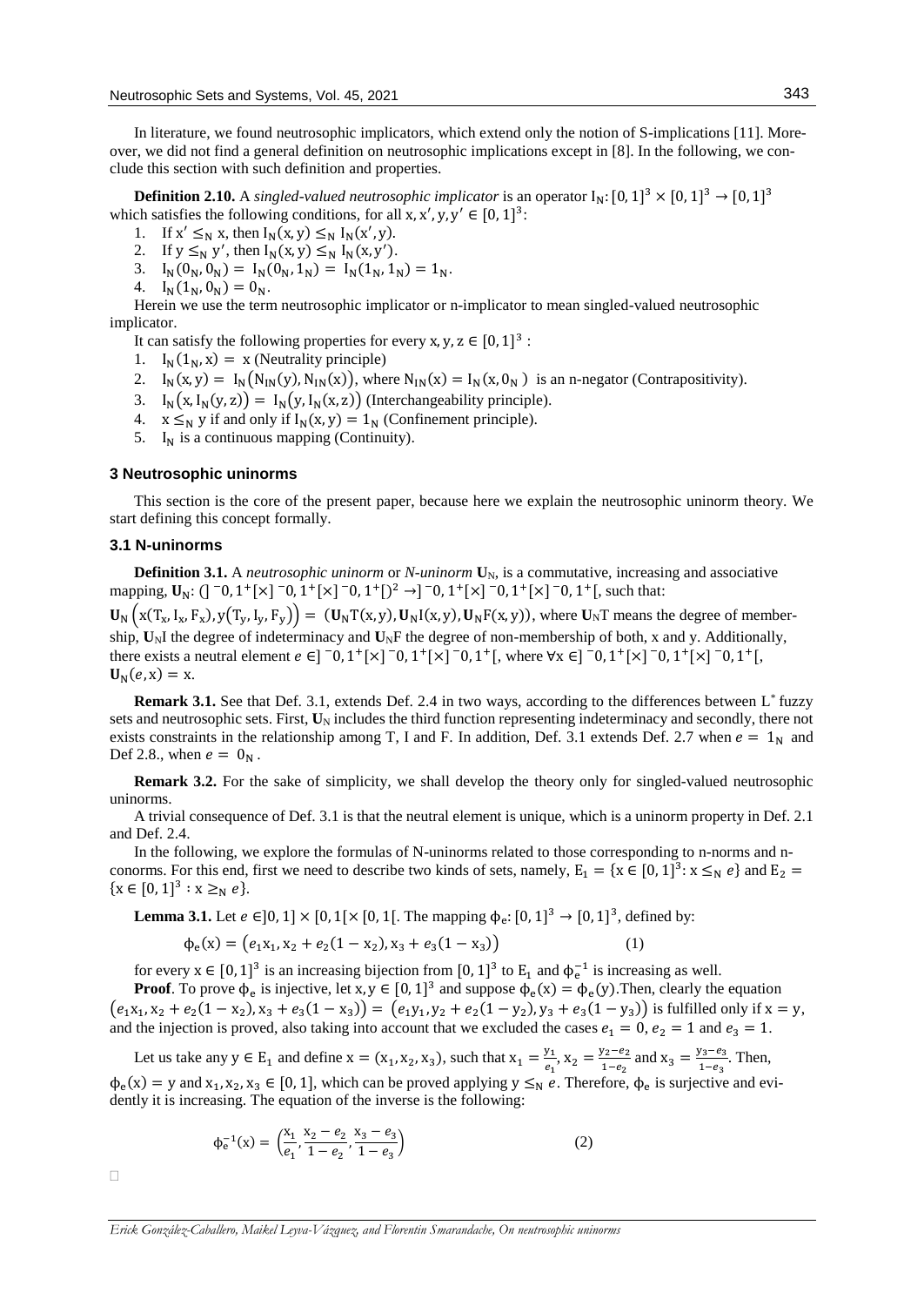In literature, we found neutrosophic implicators, which extend only the notion of S-implications [11]. Moreover, we did not find a general definition on neutrosophic implications except in [8]. In the following, we conclude this section with such definition and properties.

**Definition 2.10.** A *singled-valued neutrosophic implicator* is an operator $I_N: [0,1]^3 \times [0,1]^3 \to [0,1]^3$ which satisfies the following conditions, for all $x, x', y, y' \in [0,1]^3$:

1. If $x' \leq_N x$, then $I_N(x,y) \leq_N I_N(x',y)$.
2. If $y \leq_N y'$, then $I_N(x,y) \leq_N I_N(x,y')$.
3. $I_N(0_N, 0_N) = I_N(0_N, 1_N) = I_N(1_N, 1_N) = 1_N$.
4. $I_N(1_N, 0_N) = 0_N$.

Herein we use the term neutrosophic implicator or n-implicator to mean singled-valued neutrosophic implicator.

It can satisfy the following properties for every $x, y, z \in [0,1]^3$ :

1. $I_N(1_N, x) = x$ (Neutrality principle)
2. $I_N(x,y) = I_N(N_{IN}(y), N_{IN}(x))$, where $N_{IN}(x) = I_N(x, 0_N)$ is an n-negator (Contrapositivity).
3. $I_N(x, I_N(y,z)) = I_N(y, I_N(x,z))$ (Interchangeability principle).
4. $x \leq_N y$ if and only if $I_N(x,y) = 1_N$ (Confinement principle).
5. $I_N$ is a continuous mapping (Continuity).

## 3 Neutrosophic uninorms

This section is the core of the present paper, because here we explain the neutrosophic uninorm theory. We start defining this concept formally.

### 3.1 N-uninorms

**Definition 3.1.** A *neutrosophic uninorm* or *N-uninorm* $\mathbf{U}_N$, is a commutative, increasing and associative mapping, $\mathbf{U}_N$: $(]^-0, 1^+[\times]^-0, 1^+[\times]^-0, 1^+[)^2 \to ]^-0, 1^+[\times]^-0, 1^+[\times]^-0, 1^+[$, such that:

$\mathbf{U}_N\left(x(T_x, I_x, F_x), y(T_y, I_y, F_y)\right) = \left(\mathbf{U}_N T(x,y), \mathbf{U}_N I(x,y), \mathbf{U}_N F(x,y)\right)$, where $\mathbf{U}_N T$ means the degree of membership, $\mathbf{U}_N I$ the degree of indeterminacy and $\mathbf{U}_N F$ the degree of non-membership of both, x and y. Additionally, there exists a neutral element $e \in ]^-0, 1^+[\times]^-0, 1^+[\times]^-0, 1^+[$, where $\forall x \in ]^-0, 1^+[\times]^-0, 1^+[\times]^-0, 1^+[$, $\mathbf{U}_N(e, x) = x$.

**Remark 3.1.** See that Def. 3.1, extends Def. 2.4 in two ways, according to the differences between L* fuzzy sets and neutrosophic sets. First, $\mathbf{U}_N$ includes the third function representing indeterminacy and secondly, there not exists constraints in the relationship among T, I and F. In addition, Def. 3.1 extends Def. 2.7 when $e = 1_N$ and Def 2.8., when $e = 0_N$.

**Remark 3.2.** For the sake of simplicity, we shall develop the theory only for singled-valued neutrosophic uninorms.

A trivial consequence of Def. 3.1 is that the neutral element is unique, which is a uninorm property in Def. 2.1 and Def. 2.4.

In the following, we explore the formulas of N-uninorms related to those corresponding to n-norms and n-conorms. For this end, first we need to describe two kinds of sets, namely, $E_1 = \{x \in [0,1]^3 : x \leq_N e\}$ and $E_2 = \{x \in [0,1]^3 : x \geq_N e\}$.

**Lemma 3.1.** Let $e \in ]0,1] \times [0,1[\times[0,1[$. The mapping $\phi_e: [0,1]^3 \to [0,1]^3$, defined by:

$$\phi_e(x) = \left(e_1 x_1, x_2 + e_2(1 - x_2), x_3 + e_3(1 - x_3)\right) \tag{1}$$

for every $x \in [0,1]^3$ is an increasing bijection from $[0,1]^3$ to $E_1$ and $\phi_e^{-1}$ is increasing as well.

**Proof**. To prove $\phi_e$ is injective, let $x, y \in [0,1]^3$ and suppose $\phi_e(x) = \phi_e(y)$.Then, clearly the equation $\left(e_1 x_1, x_2 + e_2(1 - x_2), x_3 + e_3(1 - x_3)\right) = \left(e_1 y_1, y_2 + e_2(1 - y_2), y_3 + e_3(1 - y_3)\right)$ is fulfilled only if $x = y$, and the injection is proved, also taking into account that we excluded the cases $e_1 = 0$, $e_2 = 1$ and $e_3 = 1$.

Let us take any $y \in E_1$ and define $x = (x_1, x_2, x_3)$, such that $x_1 = \frac{y_1}{e_1}$, $x_2 = \frac{y_2 - e_2}{1 - e_2}$ and $x_3 = \frac{y_3 - e_3}{1 - e_3}$. Then, $\phi_e(x) = y$ and $x_1, x_2, x_3 \in [0,1]$, which can be proved applying $y \leq_N e$. Therefore, $\phi_e$ is surjective and evidently it is increasing. The equation of the inverse is the following:

$$\phi_e^{-1}(x) = \left(\frac{x_1}{e_1}, \frac{x_2 - e_2}{1 - e_2}, \frac{x_3 - e_3}{1 - e_3}\right) \tag{2}$$

□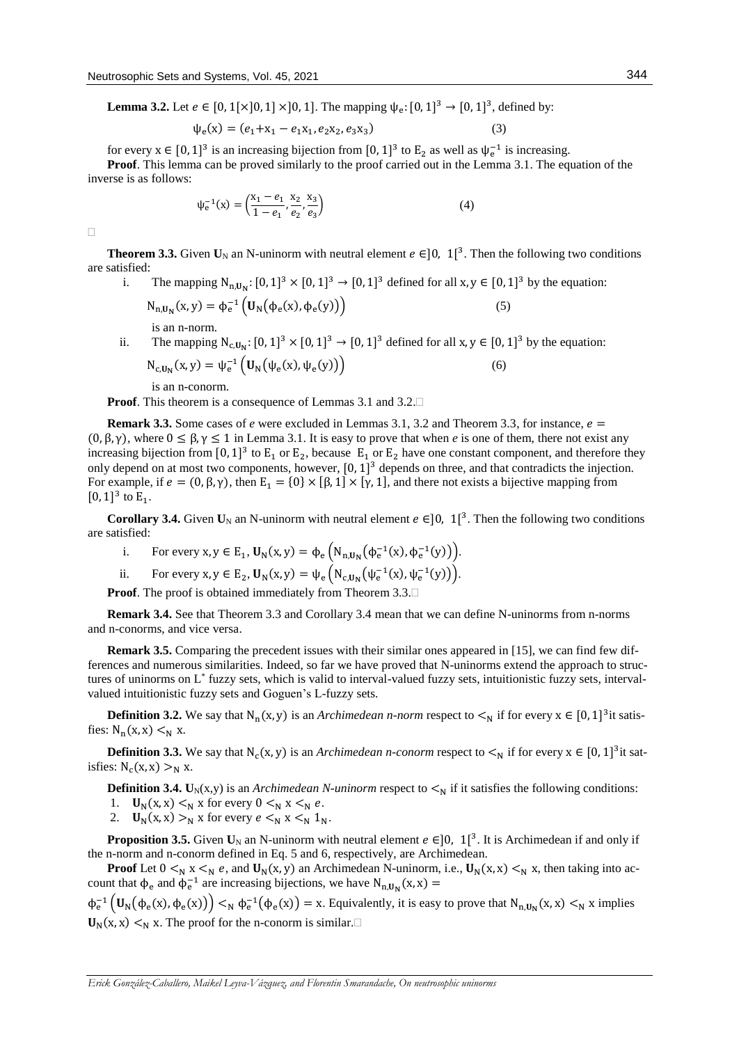**Lemma 3.2.** Let $e \in [0,1[\times]0,1]\times]0,1]$. The mapping $\psi_e: [0,1]^3 \to [0,1]^3$, defined by:

$$\psi_e(x) = (e_1 + x_1 - e_1 x_1, e_2 x_2, e_3 x_3) \tag{3}$$

for every $x \in [0,1]^3$ is an increasing bijection from $[0,1]^3$ to $E_2$ as well as $\psi_e^{-1}$ is increasing.

**Proof**. This lemma can be proved similarly to the proof carried out in the Lemma 3.1. The equation of the inverse is as follows:

$$\psi_e^{-1}(x) = \left(\frac{x_1 - e_1}{1 - e_1}, \frac{x_2}{e_2}, \frac{x_3}{e_3}\right) \tag{4}$$

□

**Theorem 3.3.** Given $\mathbf{U}_N$ an N-uninorm with neutral element $e \in ]0, 1[^3$. Then the following two conditions are satisfied:

i. The mapping $N_{n,\mathbf{U}_N}: [0,1]^3 \times [0,1]^3 \to [0,1]^3$ defined for all $x, y \in [0,1]^3$ by the equation:

$$N_{n,\mathbf{U}_N}(x,y) = \phi_e^{-1}\left(\mathbf{U}_N(\phi_e(x), \phi_e(y))\right) \tag{5}$$

is an n-norm.

ii. The mapping $N_{c,\mathbf{U}_N}: [0,1]^3 \times [0,1]^3 \to [0,1]^3$ defined for all $x, y \in [0,1]^3$ by the equation:

$$N_{c,\mathbf{U}_N}(x,y) = \psi_e^{-1}\left(\mathbf{U}_N(\psi_e(x), \psi_e(y))\right) \tag{6}$$

is an n-conorm.

**Proof**. This theorem is a consequence of Lemmas 3.1 and 3.2.□

**Remark 3.3.** Some cases of $e$ were excluded in Lemmas 3.1, 3.2 and Theorem 3.3, for instance, $e = (0, \beta, \gamma)$, where $0 \le \beta, \gamma \le 1$ in Lemma 3.1. It is easy to prove that when $e$ is one of them, there not exist any increasing bijection from $[0,1]^3$ to $E_1$ or $E_2$, because $E_1$ or $E_2$ have one constant component, and therefore they only depend on at most two components, however, $[0,1]^3$ depends on three, and that contradicts the injection. For example, if $e = (0, \beta, \gamma)$, then $E_1 = \{0\} \times [\beta, 1] \times [\gamma, 1]$, and there not exists a bijective mapping from $[0,1]^3$ to $E_1$.

**Corollary 3.4.** Given $\mathbf{U}_N$ an N-uninorm with neutral element $e \in ]0, 1[^3$. Then the following two conditions are satisfied:

i. For every $x, y \in E_1$, $\mathbf{U}_N(x,y) = \phi_e\left(N_{n,\mathbf{U}_N}(\phi_e^{-1}(x), \phi_e^{-1}(y))\right)$.

ii. For every $x, y \in E_2$, $\mathbf{U}_N(x,y) = \psi_e\left(N_{c,\mathbf{U}_N}(\psi_e^{-1}(x), \psi_e^{-1}(y))\right)$.

**Proof**. The proof is obtained immediately from Theorem 3.3.□

**Remark 3.4.** See that Theorem 3.3 and Corollary 3.4 mean that we can define N-uninorms from n-norms and n-conorms, and vice versa.

**Remark 3.5.** Comparing the precedent issues with their similar ones appeared in [15], we can find few differences and numerous similarities. Indeed, so far we have proved that N-uninorms extend the approach to structures of uninorms on L* fuzzy sets, which is valid to interval-valued fuzzy sets, intuitionistic fuzzy sets, interval-valued intuitionistic fuzzy sets and Goguen's L-fuzzy sets.

**Definition 3.2.** We say that $N_n(x,y)$ is an *Archimedean n-norm* respect to $<_N$ if for every $x \in [0,1]^3$ it satisfies: $N_n(x,x) <_N x$.

**Definition 3.3.** We say that $N_c(x,y)$ is an *Archimedean n-conorm* respect to $<_N$ if for every $x \in [0,1]^3$ it satisfies: $N_c(x,x) >_N x$.

**Definition 3.4.** $\mathbf{U}_N(x,y)$ is an *Archimedean N-uninorm* respect to $<_N$ if it satisfies the following conditions:

1. $\mathbf{U}_N(x,x) <_N x$ for every $0 <_N x <_N e$.
2. $\mathbf{U}_N(x,x) >_N x$ for every $e <_N x <_N 1_N$.

**Proposition 3.5.** Given $\mathbf{U}_N$ an N-uninorm with neutral element $e \in ]0, 1[^3$. It is Archimedean if and only if the n-norm and n-conorm defined in Eq. 5 and 6, respectively, are Archimedean.

**Proof** Let $0 <_N x <_N e$, and $\mathbf{U}_N(x,y)$ an Archimedean N-uninorm, i.e., $\mathbf{U}_N(x,x) <_N x$, then taking into account that $\phi_e$ and $\phi_e^{-1}$ are increasing bijections, we have $N_{n,\mathbf{U}_N}(x,x) = \phi_e^{-1}\left(\mathbf{U}_N(\phi_e(x), \phi_e(x))\right) <_N \phi_e^{-1}(\phi_e(x)) = x$. Equivalently, it is easy to prove that $N_{n,\mathbf{U}_N}(x,x) <_N x$ implies $\mathbf{U}_N(x,x) <_N x$. The proof for the n-conorm is similar.□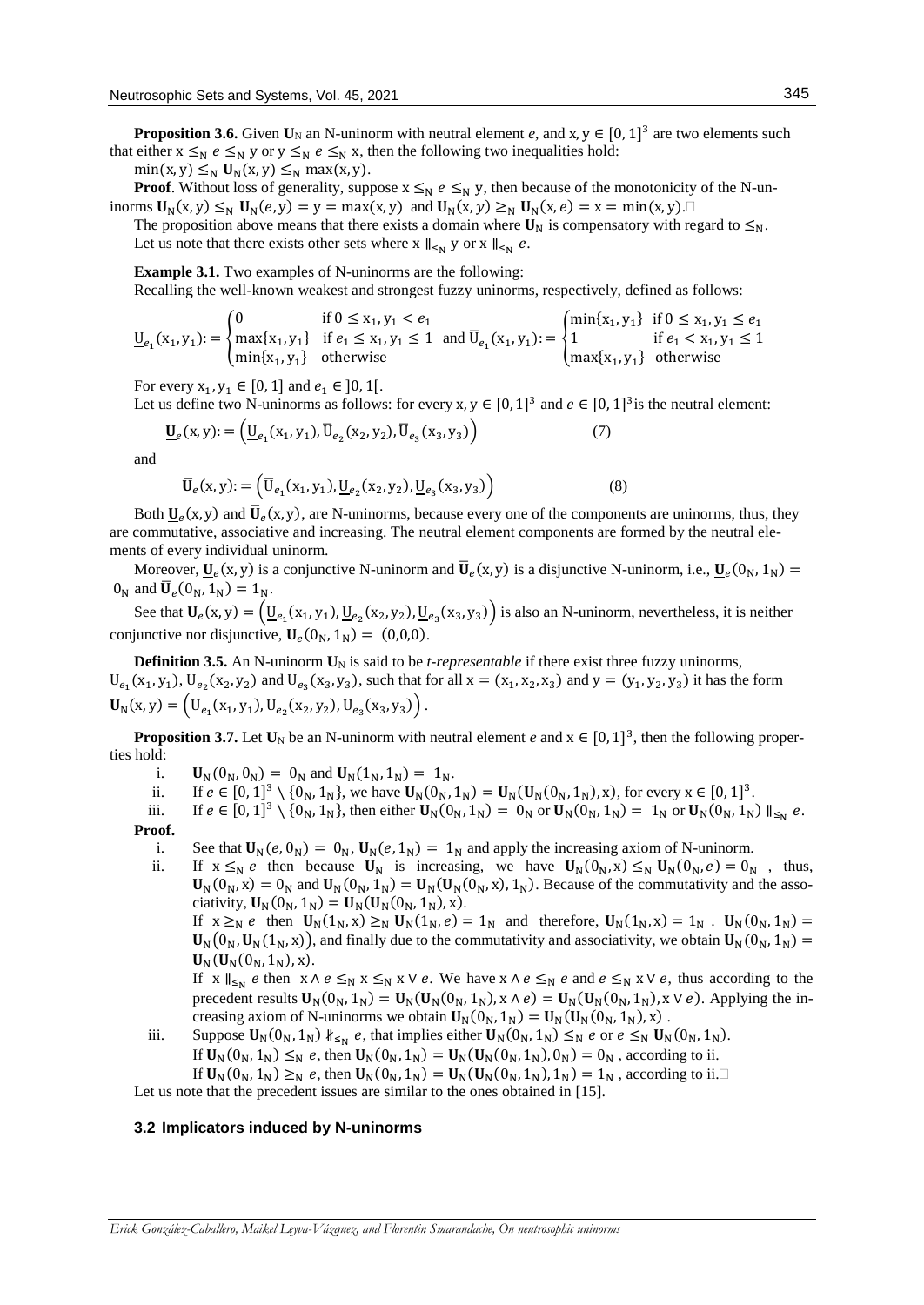**Proposition 3.6.** Given $\mathbf{U}_N$ an N-uninorm with neutral element *e*, and $x, y \in [0,1]^3$ are two elements such that either $x \leq_N e \leq_N y$ or $y \leq_N e \leq_N x$, then the following two inequalities hold:

$\min(x, y) \leq_N \mathbf{U}_N(x, y) \leq_N \max(x, y)$.

**Proof**. Without loss of generality, suppose $x \leq_N e \leq_N y$, then because of the monotonicity of the N-uninorms $\mathbf{U}_N(x, y) \leq_N \mathbf{U}_N(e, y) = y = \max(x, y)$ and $\mathbf{U}_N(x, y) \geq_N \mathbf{U}_N(x, e) = x = \min(x, y)$.□

The proposition above means that there exists a domain where $\mathbf{U}_N$ is compensatory with regard to $\leq_N$.

Let us note that there exists other sets where $x \parallel_{\leq_N} y$ or $x \parallel_{\leq_N} e$.

**Example 3.1.** Two examples of N-uninorms are the following:

Recalling the well-known weakest and strongest fuzzy uninorms, respectively, defined as follows:

$$\underline{U}_{e_1}(x_1, y_1) := \begin{cases} 0 & \text{if } 0 \leq x_1, y_1 < e_1 \\ \max\{x_1, y_1\} & \text{if } e_1 \leq x_1, y_1 \leq 1 \\ \min\{x_1, y_1\} & \text{otherwise} \end{cases} \text{ and } \overline{U}_{e_1}(x_1, y_1) := \begin{cases} \min\{x_1, y_1\} & \text{if } 0 \leq x_1, y_1 \leq e_1 \\ 1 & \text{if } e_1 < x_1, y_1 \leq 1 \\ \max\{x_1, y_1\} & \text{otherwise} \end{cases}$$

For every $x_1, y_1 \in [0,1]$ and $e_1 \in ]0,1[$.

Let us define two N-uninorms as follows: for every $x, y \in [0,1]^3$ and $e \in [0,1]^3$ is the neutral element:

$$\underline{\mathbf{U}}_e(x, y) := \left(\underline{U}_{e_1}(x_1, y_1), \overline{U}_{e_2}(x_2, y_2), \overline{U}_{e_3}(x_3, y_3)\right) \tag{7}$$

and

$$\overline{\mathbf{U}}_e(x, y) := \left(\overline{U}_{e_1}(x_1, y_1), \underline{U}_{e_2}(x_2, y_2), \underline{U}_{e_3}(x_3, y_3)\right) \tag{8}$$

Both $\underline{\mathbf{U}}_e(x, y)$ and $\overline{\mathbf{U}}_e(x, y)$, are N-uninorms, because every one of the components are uninorms, thus, they are commutative, associative and increasing. The neutral element components are formed by the neutral elements of every individual uninorm.

Moreover, $\underline{\mathbf{U}}_e(x, y)$ is a conjunctive N-uninorm and $\overline{\mathbf{U}}_e(x, y)$ is a disjunctive N-uninorm, i.e., $\underline{\mathbf{U}}_e(0_N, 1_N) = 0_N$ and $\overline{\mathbf{U}}_e(0_N, 1_N) = 1_N$.

See that $\mathbf{U}_e(x, y) = \left(\underline{U}_{e_1}(x_1, y_1), \underline{U}_{e_2}(x_2, y_2), \underline{U}_{e_3}(x_3, y_3)\right)$ is also an N-uninorm, nevertheless, it is neither conjunctive nor disjunctive, $\mathbf{U}_e(0_N, 1_N) = (0,0,0)$.

**Definition 3.5.** An N-uninorm $\mathbf{U}_N$ is said to be *t-representable* if there exist three fuzzy uninorms, $U_{e_1}(x_1, y_1)$, $U_{e_2}(x_2, y_2)$ and $U_{e_3}(x_3, y_3)$, such that for all $x = (x_1, x_2, x_3)$ and $y = (y_1, y_2, y_3)$ it has the form $\mathbf{U}_N(x, y) = \left(U_{e_1}(x_1, y_1), U_{e_2}(x_2, y_2), U_{e_3}(x_3, y_3)\right)$.

**Proposition 3.7.** Let $\mathbf{U}_N$ be an N-uninorm with neutral element *e* and $x \in [0,1]^3$, then the following properties hold:

i. $\mathbf{U}_N(0_N, 0_N) = 0_N$ and $\mathbf{U}_N(1_N, 1_N) = 1_N$.

ii. If $e \in [0,1]^3 \setminus \{0_N, 1_N\}$, we have $\mathbf{U}_N(0_N, 1_N) = \mathbf{U}_N(\mathbf{U}_N(0_N, 1_N), x)$, for every $x \in [0,1]^3$.

iii. If $e \in [0,1]^3 \setminus \{0_N, 1_N\}$, then either $\mathbf{U}_N(0_N, 1_N) = 0_N$ or $\mathbf{U}_N(0_N, 1_N) = 1_N$ or $\mathbf{U}_N(0_N, 1_N) \parallel_{\leq_N} e$.

**Proof.**

i. See that $\mathbf{U}_N(e, 0_N) = 0_N$, $\mathbf{U}_N(e, 1_N) = 1_N$ and apply the increasing axiom of N-uninorm.

ii. If $x \leq_N e$ then because $\mathbf{U}_N$ is increasing, we have $\mathbf{U}_N(0_N, x) \leq_N \mathbf{U}_N(0_N, e) = 0_N$, thus, $\mathbf{U}_N(0_N, x) = 0_N$ and $\mathbf{U}_N(0_N, 1_N) = \mathbf{U}_N(\mathbf{U}_N(0_N, x), 1_N)$. Because of the commutativity and the associativity, $\mathbf{U}_N(0_N, 1_N) = \mathbf{U}_N(\mathbf{U}_N(0_N, 1_N), x)$.

If $x \geq_N e$ then $\mathbf{U}_N(1_N, x) \geq_N \mathbf{U}_N(1_N, e) = 1_N$ and therefore, $\mathbf{U}_N(1_N, x) = 1_N$. $\mathbf{U}_N(0_N, 1_N) = \mathbf{U}_N(0_N, \mathbf{U}_N(1_N, x))$, and finally due to the commutativity and associativity, we obtain $\mathbf{U}_N(0_N, 1_N) = \mathbf{U}_N(\mathbf{U}_N(0_N, 1_N), x)$.

If $x \parallel_{\leq_N} e$ then $x \wedge e \leq_N x \leq_N x \vee e$. We have $x \wedge e \leq_N e$ and $e \leq_N x \vee e$, thus according to the precedent results $\mathbf{U}_N(0_N, 1_N) = \mathbf{U}_N(\mathbf{U}_N(0_N, 1_N), x \wedge e) = \mathbf{U}_N(\mathbf{U}_N(0_N, 1_N), x \vee e)$. Applying the increasing axiom of N-uninorms we obtain $\mathbf{U}_N(0_N, 1_N) = \mathbf{U}_N(\mathbf{U}_N(0_N, 1_N), x)$.

iii. Suppose $\mathbf{U}_N(0_N, 1_N) \nparallel_{\leq_N} e$, that implies either $\mathbf{U}_N(0_N, 1_N) \leq_N e$ or $e \leq_N \mathbf{U}_N(0_N, 1_N)$.

If $\mathbf{U}_N(0_N, 1_N) \leq_N e$, then $\mathbf{U}_N(0_N, 1_N) = \mathbf{U}_N(\mathbf{U}_N(0_N, 1_N), 0_N) = 0_N$, according to ii.

If $\mathbf{U}_N(0_N, 1_N) \geq_N e$, then $\mathbf{U}_N(0_N, 1_N) = \mathbf{U}_N(\mathbf{U}_N(0_N, 1_N), 1_N) = 1_N$, according to ii.□

Let us note that the precedent issues are similar to the ones obtained in [15].

### 3.2 Implicators induced by N-uninorms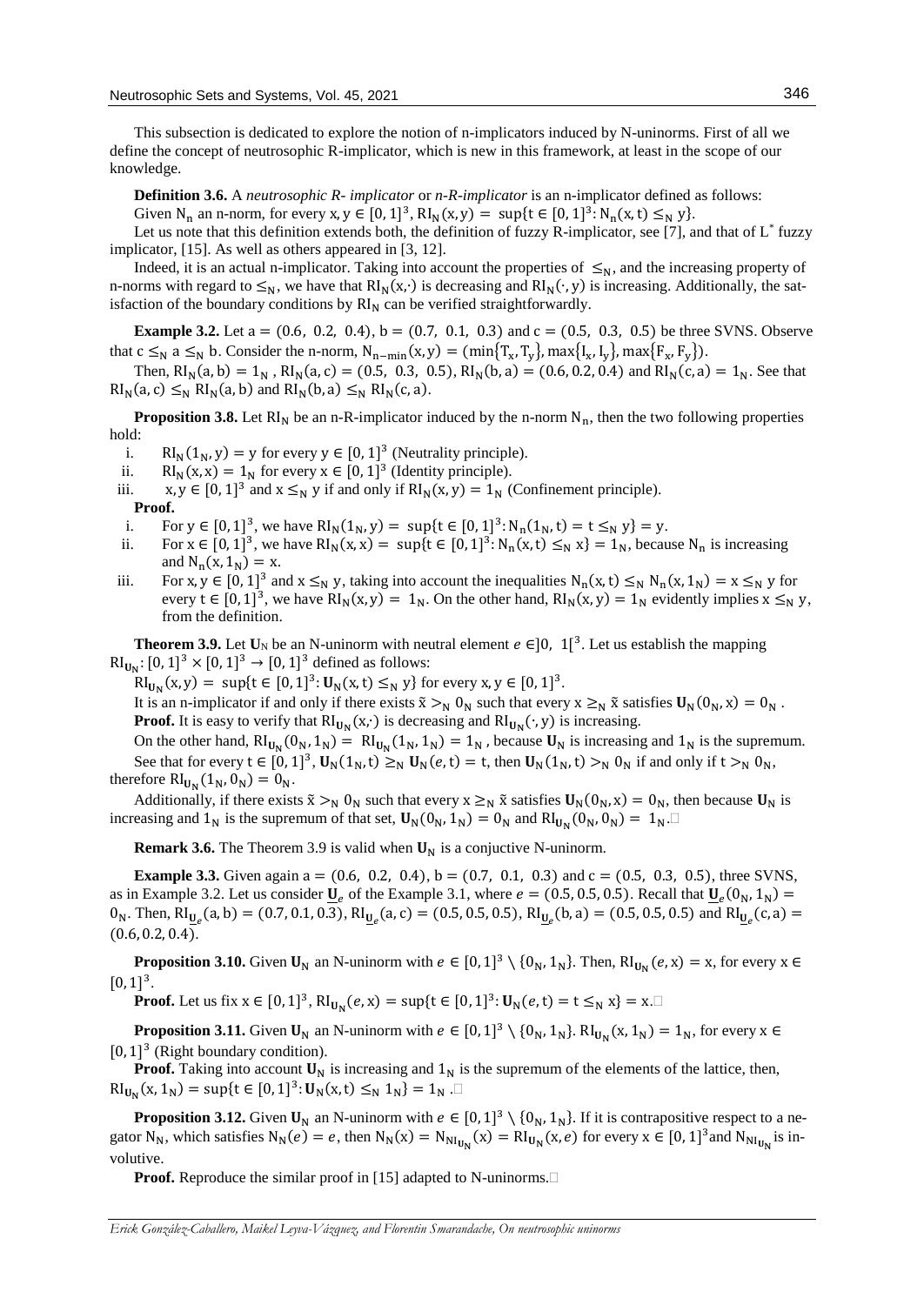This subsection is dedicated to explore the notion of n-implicators induced by N-uninorms. First of all we define the concept of neutrosophic R-implicator, which is new in this framework, at least in the scope of our knowledge.

**Definition 3.6.** A *neutrosophic R- implicator* or *n-R-implicator* is an n-implicator defined as follows:

Given $N_n$ an n-norm, for every $x, y \in [0, 1]^3$, $RI_N(x, y) = \sup\{t \in [0, 1]^3 : N_n(x, t) \leq_N y\}$.

Let us note that this definition extends both, the definition of fuzzy R-implicator, see [7], and that of L* fuzzy implicator, [15]. As well as others appeared in [3, 12].

Indeed, it is an actual n-implicator. Taking into account the properties of $\leq_N$, and the increasing property of n-norms with regard to $\leq_N$, we have that $RI_N(x,\cdot)$ is decreasing and $RI_N(\cdot, y)$ is increasing. Additionally, the satisfaction of the boundary conditions by $RI_N$ can be verified straightforwardly.

**Example 3.2.** Let $a = (0.6,\ 0.2,\ 0.4)$, $b = (0.7,\ 0.1,\ 0.3)$ and $c = (0.5,\ 0.3,\ 0.5)$ be three SVNS. Observe that $c \leq_N a \leq_N b$. Consider the n-norm, $N_{n-\min}(x, y) = (\min\{T_x, T_y\}, \max\{I_x, I_y\}, \max\{F_x, F_y\})$.

Then, $RI_N(a, b) = 1_N$ , $RI_N(a, c) = (0.5,\ 0.3,\ 0.5)$, $RI_N(b, a) = (0.6, 0.2, 0.4)$ and $RI_N(c, a) = 1_N$. See that $RI_N(a, c) \leq_N RI_N(a, b)$ and $RI_N(b, a) \leq_N RI_N(c, a)$.

**Proposition 3.8.** Let $RI_N$ be an n-R-implicator induced by the n-norm $N_n$, then the two following properties hold:

i. $RI_N(1_N, y) = y$ for every $y \in [0, 1]^3$ (Neutrality principle).

ii. $RI_N(x, x) = 1_N$ for every $x \in [0, 1]^3$ (Identity principle).

iii. $x, y \in [0, 1]^3$ and $x \leq_N y$ if and only if $RI_N(x, y) = 1_N$ (Confinement principle).

**Proof.**

i. For $y \in [0, 1]^3$, we have $RI_N(1_N, y) = \sup\{t \in [0, 1]^3 : N_n(1_N, t) = t \leq_N y\} = y$.

ii. For $x \in [0, 1]^3$, we have $RI_N(x, x) = \sup\{t \in [0, 1]^3 : N_n(x, t) \leq_N x\} = 1_N$, because $N_n$ is increasing and $N_n(x, 1_N) = x$.

iii. For $x, y \in [0, 1]^3$ and $x \leq_N y$, taking into account the inequalities $N_n(x, t) \leq_N N_n(x, 1_N) = x \leq_N y$ for every $t \in [0, 1]^3$, we have $RI_N(x, y) = 1_N$. On the other hand, $RI_N(x, y) = 1_N$ evidently implies $x \leq_N y$, from the definition.

**Theorem 3.9.** Let $\mathbf{U}_N$ be an N-uninorm with neutral element $e \in ]0,\ 1[^3$. Let us establish the mapping $RI_{\mathbf{U}_N} : [0, 1]^3 \times [0, 1]^3 \to [0, 1]^3$ defined as follows:

$RI_{\mathbf{U}_N}(x, y) = \sup\{t \in [0, 1]^3 : \mathbf{U}_N(x, t) \leq_N y\}$ for every $x, y \in [0, 1]^3$.

It is an n-implicator if and only if there exists $\tilde{x} >_N 0_N$ such that every $x \geq_N \tilde{x}$ satisfies $\mathbf{U}_N(0_N, x) = 0_N$ .

**Proof.** It is easy to verify that $RI_{\mathbf{U}_N}(x,\cdot)$ is decreasing and $RI_{\mathbf{U}_N}(\cdot, y)$ is increasing.

On the other hand, $RI_{\mathbf{U}_N}(0_N, 1_N) = RI_{\mathbf{U}_N}(1_N, 1_N) = 1_N$ , because $\mathbf{U}_N$ is increasing and $1_N$ is the supremum. See that for every $t \in [0, 1]^3$, $\mathbf{U}_N(1_N, t) \geq_N \mathbf{U}_N(e, t) = t$, then $\mathbf{U}_N(1_N, t) >_N 0_N$ if and only if $t >_N 0_N$, therefore $RI_{\mathbf{U}_N}(1_N, 0_N) = 0_N$.

Additionally, if there exists $\tilde{x} >_N 0_N$ such that every $x \geq_N \tilde{x}$ satisfies $\mathbf{U}_N(0_N, x) = 0_N$, then because $\mathbf{U}_N$ is increasing and $1_N$ is the supremum of that set, $\mathbf{U}_N(0_N, 1_N) = 0_N$ and $RI_{\mathbf{U}_N}(0_N, 0_N) = 1_N$.□

**Remark 3.6.** The Theorem 3.9 is valid when $\mathbf{U}_N$ is a conjuctive N-uninorm.

**Example 3.3.** Given again $a = (0.6,\ 0.2,\ 0.4)$, $b = (0.7,\ 0.1,\ 0.3)$ and $c = (0.5,\ 0.3,\ 0.5)$, three SVNS, as in Example 3.2. Let us consider $\underline{\mathbf{U}}_e$ of the Example 3.1, where $e = (0.5, 0.5, 0.5)$. Recall that $\underline{\mathbf{U}}_e(0_N, 1_N) = 0_N$. Then, $RI_{\underline{\mathbf{U}}_e}(a, b) = (0.7, 0.1, 0.3)$, $RI_{\underline{\mathbf{U}}_e}(a, c) = (0.5, 0.5, 0.5)$, $RI_{\underline{\mathbf{U}}_e}(b, a) = (0.5, 0.5, 0.5)$ and $RI_{\underline{\mathbf{U}}_e}(c, a) = (0.6, 0.2, 0.4)$.

**Proposition 3.10.** Given $\mathbf{U}_N$ an N-uninorm with $e \in [0, 1]^3 \setminus \{0_N, 1_N\}$. Then, $RI_{\mathbf{U}_N}(e, x) = x$, for every $x \in [0, 1]^3$.

**Proof.** Let us fix $x \in [0, 1]^3$, $RI_{\mathbf{U}_N}(e, x) = \sup\{t \in [0, 1]^3 : \mathbf{U}_N(e, t) = t \leq_N x\} = x$.□

**Proposition 3.11.** Given $\mathbf{U}_N$ an N-uninorm with $e \in [0, 1]^3 \setminus \{0_N, 1_N\}$. $RI_{\mathbf{U}_N}(x, 1_N) = 1_N$, for every $x \in [0, 1]^3$ (Right boundary condition).

**Proof.** Taking into account $\mathbf{U}_N$ is increasing and $1_N$ is the supremum of the elements of the lattice, then, $RI_{\mathbf{U}_N}(x, 1_N) = \sup\{t \in [0, 1]^3 : \mathbf{U}_N(x, t) \leq_N 1_N\} = 1_N$ .□

**Proposition 3.12.** Given $\mathbf{U}_N$ an N-uninorm with $e \in [0, 1]^3 \setminus \{0_N, 1_N\}$. If it is contrapositive respect to a negator $N_N$, which satisfies $N_N(e) = e$, then $N_N(x) = N_{NI_{\mathbf{U}_N}}(x) = RI_{\mathbf{U}_N}(x, e)$ for every $x \in [0, 1]^3$ and $N_{NI_{\mathbf{U}_N}}$ is involutive.

**Proof.** Reproduce the similar proof in [15] adapted to N-uninorms.□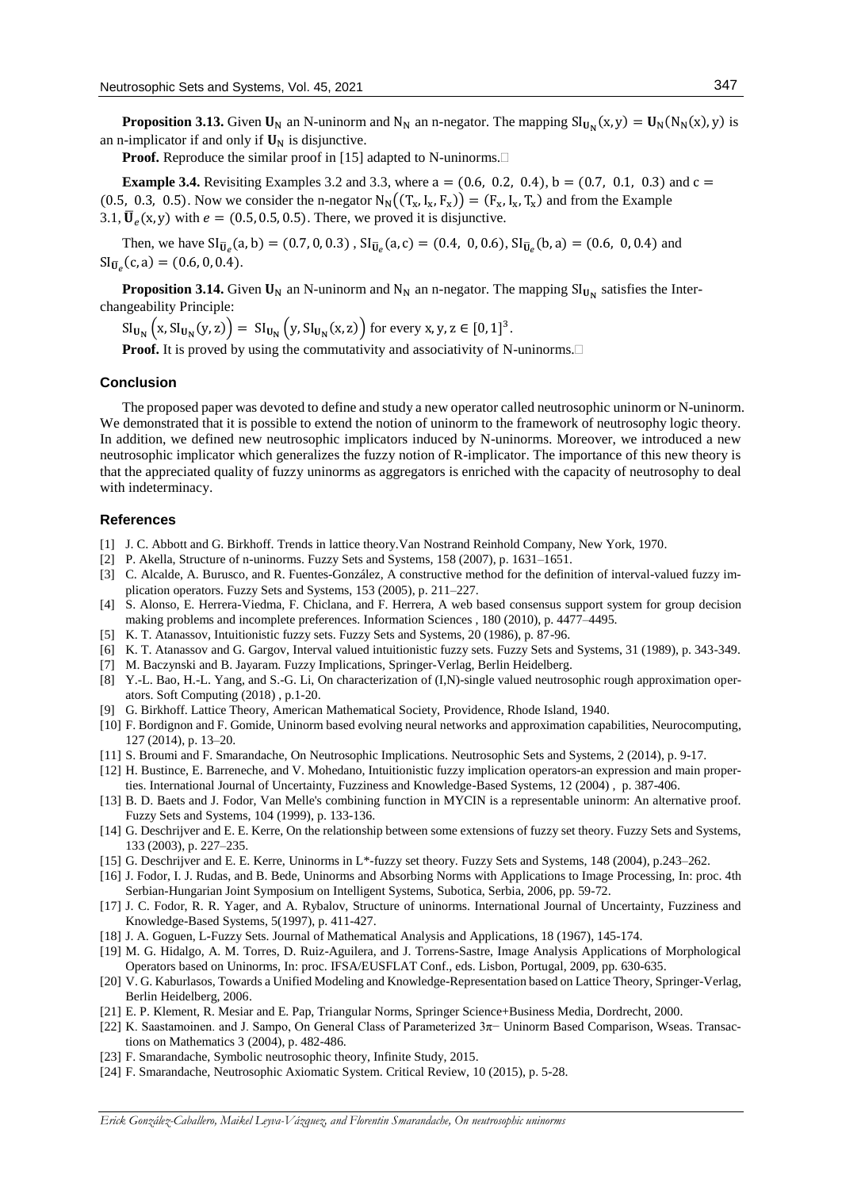**Proposition 3.13.** Given $\mathbf{U}_N$ an N-uninorm and $N_N$ an n-negator. The mapping $SI_{\mathbf{U}_N}(x,y) = \mathbf{U}_N(N_N(x), y)$ is an n-implicator if and only if $\mathbf{U}_N$ is disjunctive.

**Proof.** Reproduce the similar proof in [15] adapted to N-uninorms.□

**Example 3.4.** Revisiting Examples 3.2 and 3.3, where $a = (0.6,\ 0.2,\ 0.4)$, $b = (0.7,\ 0.1,\ 0.3)$ and $c = (0.5,\ 0.3,\ 0.5)$. Now we consider the n-negator $N_N((T_x, I_x, F_x)) = (F_x, I_x, T_x)$ and from the Example 3.1, $\overline{\mathbf{U}}_e(x,y)$ with $e = (0.5, 0.5, 0.5)$. There, we proved it is disjunctive.

Then, we have $SI_{\overline{\mathbf{U}}_e}(a,b) = (0.7, 0, 0.3)$, $SI_{\overline{\mathbf{U}}_e}(a,c) = (0.4,\ 0, 0.6)$, $SI_{\overline{\mathbf{U}}_e}(b,a) = (0.6,\ 0, 0.4)$ and $SI_{\overline{\mathbf{U}}_e}(c,a) = (0.6, 0, 0.4)$.

**Proposition 3.14.** Given $\mathbf{U}_N$ an N-uninorm and $N_N$ an n-negator. The mapping $SI_{\mathbf{U}_N}$ satisfies the Interchangeability Principle:

$SI_{\mathbf{U}_N}\left(x, SI_{\mathbf{U}_N}(y,z)\right) = SI_{\mathbf{U}_N}\left(y, SI_{\mathbf{U}_N}(x,z)\right)$ for every $x, y, z \in [0,1]^3$.

**Proof.** It is proved by using the commutativity and associativity of N-uninorms.□

## Conclusion

The proposed paper was devoted to define and study a new operator called neutrosophic uninorm or N-uninorm. We demonstrated that it is possible to extend the notion of uninorm to the framework of neutrosophy logic theory. In addition, we defined new neutrosophic implicators induced by N-uninorms. Moreover, we introduced a new neutrosophic implicator which generalizes the fuzzy notion of R-implicator. The importance of this new theory is that the appreciated quality of fuzzy uninorms as aggregators is enriched with the capacity of neutrosophy to deal with indeterminacy.

## References

1. J. C. Abbott and G. Birkhoff. Trends in lattice theory.Van Nostrand Reinhold Company, New York, 1970.
2. P. Akella, Structure of n-uninorms. Fuzzy Sets and Systems, 158 (2007), p. 1631–1651.
3. C. Alcalde, A. Burusco, and R. Fuentes-González, A constructive method for the definition of interval-valued fuzzy implication operators. Fuzzy Sets and Systems, 153 (2005), p. 211–227.
4. S. Alonso, E. Herrera-Viedma, F. Chiclana, and F. Herrera, A web based consensus support system for group decision making problems and incomplete preferences. Information Sciences , 180 (2010), p. 4477–4495.
5. K. T. Atanassov, Intuitionistic fuzzy sets. Fuzzy Sets and Systems, 20 (1986), p. 87-96.
6. K. T. Atanassov and G. Gargov, Interval valued intuitionistic fuzzy sets. Fuzzy Sets and Systems, 31 (1989), p. 343-349.
7. M. Baczynski and B. Jayaram. Fuzzy Implications, Springer-Verlag, Berlin Heidelberg.
8. Y.-L. Bao, H.-L. Yang, and S.-G. Li, On characterization of (I,N)-single valued neutrosophic rough approximation operators. Soft Computing (2018) , p.1-20.
9. G. Birkhoff. Lattice Theory, American Mathematical Society, Providence, Rhode Island, 1940.
10. F. Bordignon and F. Gomide, Uninorm based evolving neural networks and approximation capabilities, Neurocomputing, 127 (2014), p. 13–20.
11. S. Broumi and F. Smarandache, On Neutrosophic Implications. Neutrosophic Sets and Systems, 2 (2014), p. 9-17.
12. H. Bustince, E. Barreneche, and V. Mohedano, Intuitionistic fuzzy implication operators-an expression and main properties. International Journal of Uncertainty, Fuzziness and Knowledge-Based Systems, 12 (2004) , p. 387-406.
13. B. D. Baets and J. Fodor, Van Melle's combining function in MYCIN is a representable uninorm: An alternative proof. Fuzzy Sets and Systems, 104 (1999), p. 133-136.
14. G. Deschrijver and E. E. Kerre, On the relationship between some extensions of fuzzy set theory. Fuzzy Sets and Systems, 133 (2003), p. 227–235.
15. G. Deschrijver and E. E. Kerre, Uninorms in L*-fuzzy set theory. Fuzzy Sets and Systems, 148 (2004), p.243–262.
16. J. Fodor, I. J. Rudas, and B. Bede, Uninorms and Absorbing Norms with Applications to Image Processing, In: proc. 4th Serbian-Hungarian Joint Symposium on Intelligent Systems, Subotica, Serbia, 2006, pp. 59-72.
17. J. C. Fodor, R. R. Yager, and A. Rybalov, Structure of uninorms. International Journal of Uncertainty, Fuzziness and Knowledge-Based Systems, 5(1997), p. 411-427.
18. J. A. Goguen, L-Fuzzy Sets. Journal of Mathematical Analysis and Applications, 18 (1967), 145-174.
19. M. G. Hidalgo, A. M. Torres, D. Ruiz-Aguilera, and J. Torrens-Sastre, Image Analysis Applications of Morphological Operators based on Uninorms, In: proc. IFSA/EUSFLAT Conf., eds. Lisbon, Portugal, 2009, pp. 630-635.
20. V. G. Kaburlasos, Towards a Unified Modeling and Knowledge-Representation based on Lattice Theory, Springer-Verlag, Berlin Heidelberg, 2006.
21. E. P. Klement, R. Mesiar and E. Pap, Triangular Norms, Springer Science+Business Media, Dordrecht, 2000.
22. K. Saastamoinen. and J. Sampo, On General Class of Parameterized 3π− Uninorm Based Comparison, Wseas. Transactions on Mathematics 3 (2004), p. 482-486.
23. F. Smarandache, Symbolic neutrosophic theory, Infinite Study, 2015.
24. F. Smarandache, Neutrosophic Axiomatic System. Critical Review, 10 (2015), p. 5-28.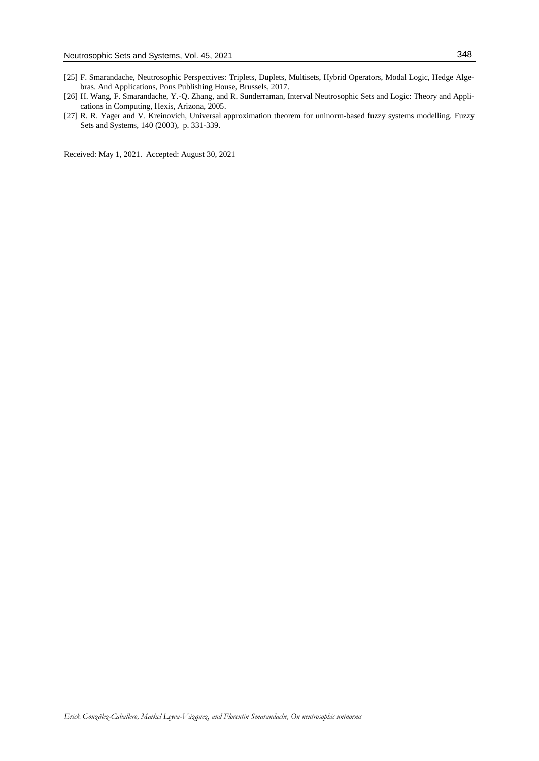[25] F. Smarandache, Neutrosophic Perspectives: Triplets, Duplets, Multisets, Hybrid Operators, Modal Logic, Hedge Algebras. And Applications, Pons Publishing House, Brussels, 2017.

[26] H. Wang, F. Smarandache, Y.-Q. Zhang, and R. Sunderraman, Interval Neutrosophic Sets and Logic: Theory and Applications in Computing, Hexis, Arizona, 2005.

[27] R. R. Yager and V. Kreinovich, Universal approximation theorem for uninorm-based fuzzy systems modelling. Fuzzy Sets and Systems, 140 (2003), p. 331-339.

Received: May 1, 2021. Accepted: August 30, 2021